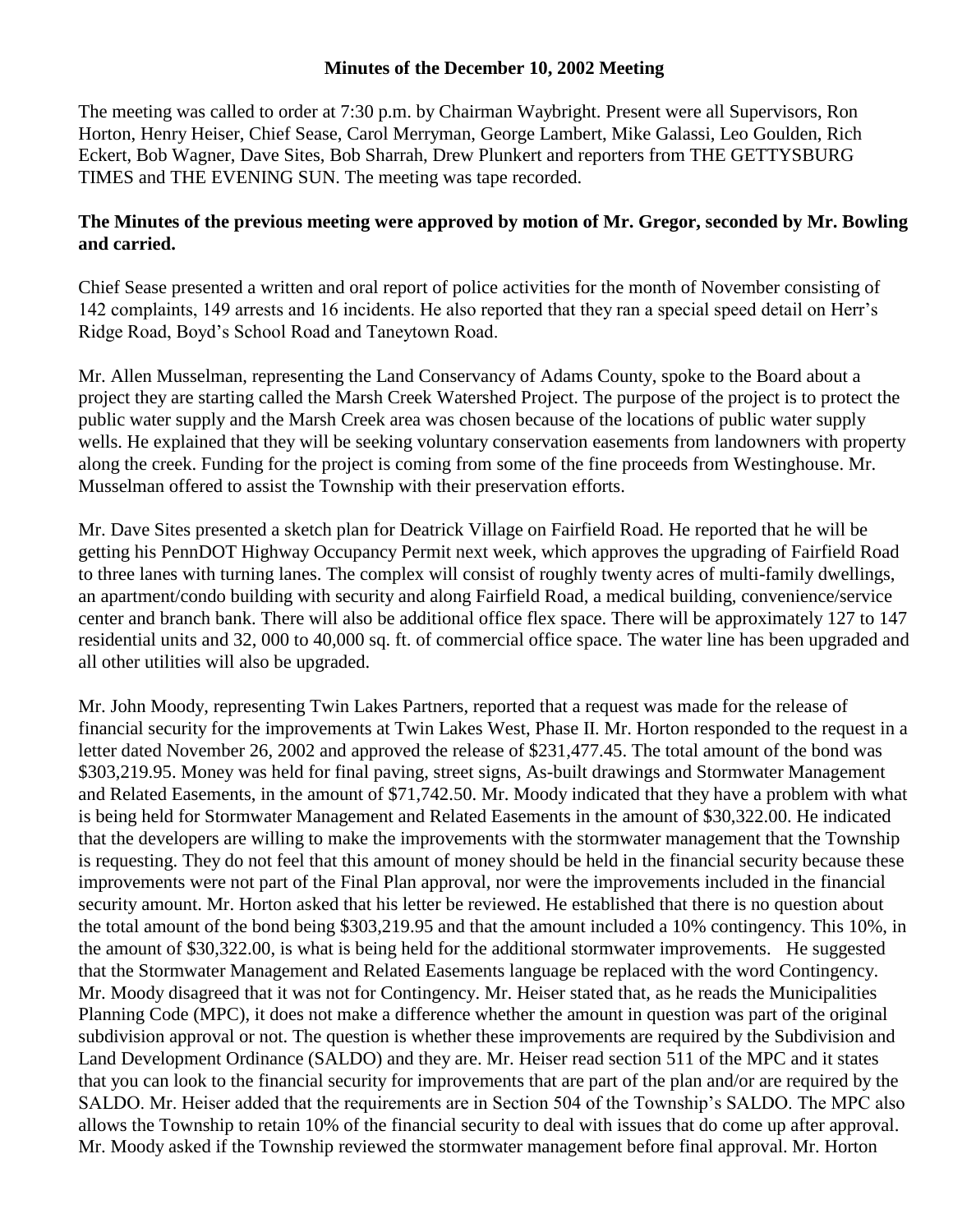# Minutes of the December 10, 2002 Meeting

The meeting was called to order at 7:30 p.m. by Chairman Waybright. Present were all Supervisors, Ron Horton, Henry Heiser, Chief Sease, Carol Merryman, George Lambert, Mike Galassi, Leo Goulden, Rich Eckert, Bob Wagner, Dave Sites, Bob Sharrah, Drew Plunkert and reporters from THE GETTYSBURG TIMES and THE EVENING SUN. The meeting was tape recorded.

**The Minutes of the previous meeting were approved by motion of Mr. Gregor, seconded by Mr. Bowling and carried.**

Chief Sease presented a written and oral report of police activities for the month of November consisting of 142 complaints, 149 arrests and 16 incidents. He also reported that they ran a special speed detail on Herr's Ridge Road, Boyd's School Road and Taneytown Road.

Mr. Allen Musselman, representing the Land Conservancy of Adams County, spoke to the Board about a project they are starting called the Marsh Creek Watershed Project. The purpose of the project is to protect the public water supply and the Marsh Creek area was chosen because of the locations of public water supply wells. He explained that they will be seeking voluntary conservation easements from landowners with property along the creek. Funding for the project is coming from some of the fine proceeds from Westinghouse. Mr. Musselman offered to assist the Township with their preservation efforts.

Mr. Dave Sites presented a sketch plan for Deatrick Village on Fairfield Road. He reported that he will be getting his PennDOT Highway Occupancy Permit next week, which approves the upgrading of Fairfield Road to three lanes with turning lanes. The complex will consist of roughly twenty acres of multi-family dwellings, an apartment/condo building with security and along Fairfield Road, a medical building, convenience/service center and branch bank. There will also be additional office flex space. There will be approximately 127 to 147 residential units and 32, 000 to 40,000 sq. ft. of commercial office space. The water line has been upgraded and all other utilities will also be upgraded.

Mr. John Moody, representing Twin Lakes Partners, reported that a request was made for the release of financial security for the improvements at Twin Lakes West, Phase II. Mr. Horton responded to the request in a letter dated November 26, 2002 and approved the release of $231,477.45. The total amount of the bond was $303,219.95. Money was held for final paving, street signs, As-built drawings and Stormwater Management and Related Easements, in the amount of $71,742.50. Mr. Moody indicated that they have a problem with what is being held for Stormwater Management and Related Easements in the amount of $30,322.00. He indicated that the developers are willing to make the improvements with the stormwater management that the Township is requesting. They do not feel that this amount of money should be held in the financial security because these improvements were not part of the Final Plan approval, nor were the improvements included in the financial security amount. Mr. Horton asked that his letter be reviewed. He established that there is no question about the total amount of the bond being $303,219.95 and that the amount included a 10% contingency. This 10%, in the amount of $30,322.00, is what is being held for the additional stormwater improvements. He suggested that the Stormwater Management and Related Easements language be replaced with the word Contingency. Mr. Moody disagreed that it was not for Contingency. Mr. Heiser stated that, as he reads the Municipalities Planning Code (MPC), it does not make a difference whether the amount in question was part of the original subdivision approval or not. The question is whether these improvements are required by the Subdivision and Land Development Ordinance (SALDO) and they are. Mr. Heiser read section 511 of the MPC and it states that you can look to the financial security for improvements that are part of the plan and/or are required by the SALDO. Mr. Heiser added that the requirements are in Section 504 of the Township's SALDO. The MPC also allows the Township to retain 10% of the financial security to deal with issues that do come up after approval. Mr. Moody asked if the Township reviewed the stormwater management before final approval. Mr. Horton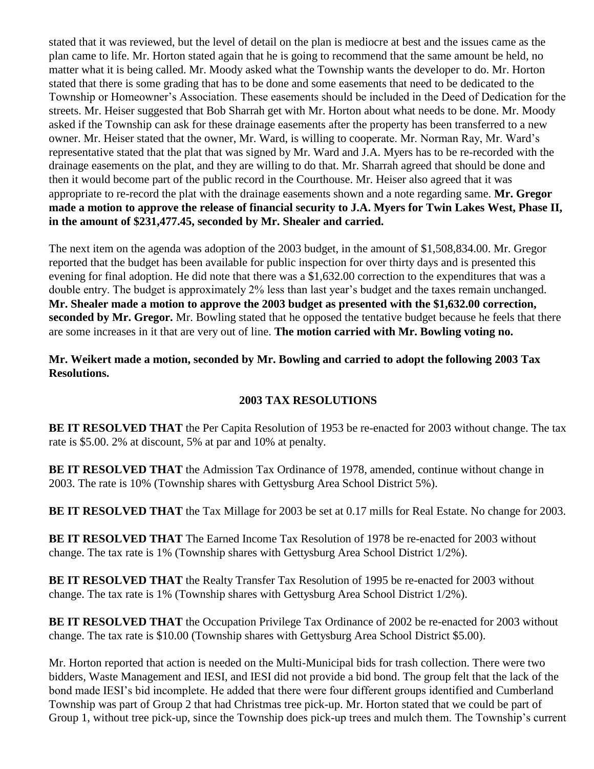stated that it was reviewed, but the level of detail on the plan is mediocre at best and the issues came as the plan came to life. Mr. Horton stated again that he is going to recommend that the same amount be held, no matter what it is being called. Mr. Moody asked what the Township wants the developer to do. Mr. Horton stated that there is some grading that has to be done and some easements that need to be dedicated to the Township or Homeowner's Association. These easements should be included in the Deed of Dedication for the streets. Mr. Heiser suggested that Bob Sharrah get with Mr. Horton about what needs to be done. Mr. Moody asked if the Township can ask for these drainage easements after the property has been transferred to a new owner. Mr. Heiser stated that the owner, Mr. Ward, is willing to cooperate. Mr. Norman Ray, Mr. Ward's representative stated that the plat that was signed by Mr. Ward and J.A. Myers has to be re-recorded with the drainage easements on the plat, and they are willing to do that. Mr. Sharrah agreed that should be done and then it would become part of the public record in the Courthouse. Mr. Heiser also agreed that it was appropriate to re-record the plat with the drainage easements shown and a note regarding same. **Mr. Gregor made a motion to approve the release of financial security to J.A. Myers for Twin Lakes West, Phase II, in the amount of $231,477.45, seconded by Mr. Shealer and carried.**

The next item on the agenda was adoption of the 2003 budget, in the amount of $1,508,834.00. Mr. Gregor reported that the budget has been available for public inspection for over thirty days and is presented this evening for final adoption. He did note that there was a $1,632.00 correction to the expenditures that was a double entry. The budget is approximately 2% less than last year's budget and the taxes remain unchanged. **Mr. Shealer made a motion to approve the 2003 budget as presented with the $1,632.00 correction, seconded by Mr. Gregor.** Mr. Bowling stated that he opposed the tentative budget because he feels that there are some increases in it that are very out of line. **The motion carried with Mr. Bowling voting no.**

**Mr. Weikert made a motion, seconded by Mr. Bowling and carried to adopt the following 2003 Tax Resolutions.**

## 2003 TAX RESOLUTIONS

**BE IT RESOLVED THAT** the Per Capita Resolution of 1953 be re-enacted for 2003 without change. The tax rate is $5.00. 2% at discount, 5% at par and 10% at penalty.

**BE IT RESOLVED THAT** the Admission Tax Ordinance of 1978, amended, continue without change in 2003. The rate is 10% (Township shares with Gettysburg Area School District 5%).

**BE IT RESOLVED THAT** the Tax Millage for 2003 be set at 0.17 mills for Real Estate. No change for 2003.

**BE IT RESOLVED THAT** The Earned Income Tax Resolution of 1978 be re-enacted for 2003 without change. The tax rate is 1% (Township shares with Gettysburg Area School District 1/2%).

**BE IT RESOLVED THAT** the Realty Transfer Tax Resolution of 1995 be re-enacted for 2003 without change. The tax rate is 1% (Township shares with Gettysburg Area School District 1/2%).

**BE IT RESOLVED THAT** the Occupation Privilege Tax Ordinance of 2002 be re-enacted for 2003 without change. The tax rate is $10.00 (Township shares with Gettysburg Area School District $5.00).

Mr. Horton reported that action is needed on the Multi-Municipal bids for trash collection. There were two bidders, Waste Management and IESI, and IESI did not provide a bid bond. The group felt that the lack of the bond made IESI's bid incomplete. He added that there were four different groups identified and Cumberland Township was part of Group 2 that had Christmas tree pick-up. Mr. Horton stated that we could be part of Group 1, without tree pick-up, since the Township does pick-up trees and mulch them. The Township's current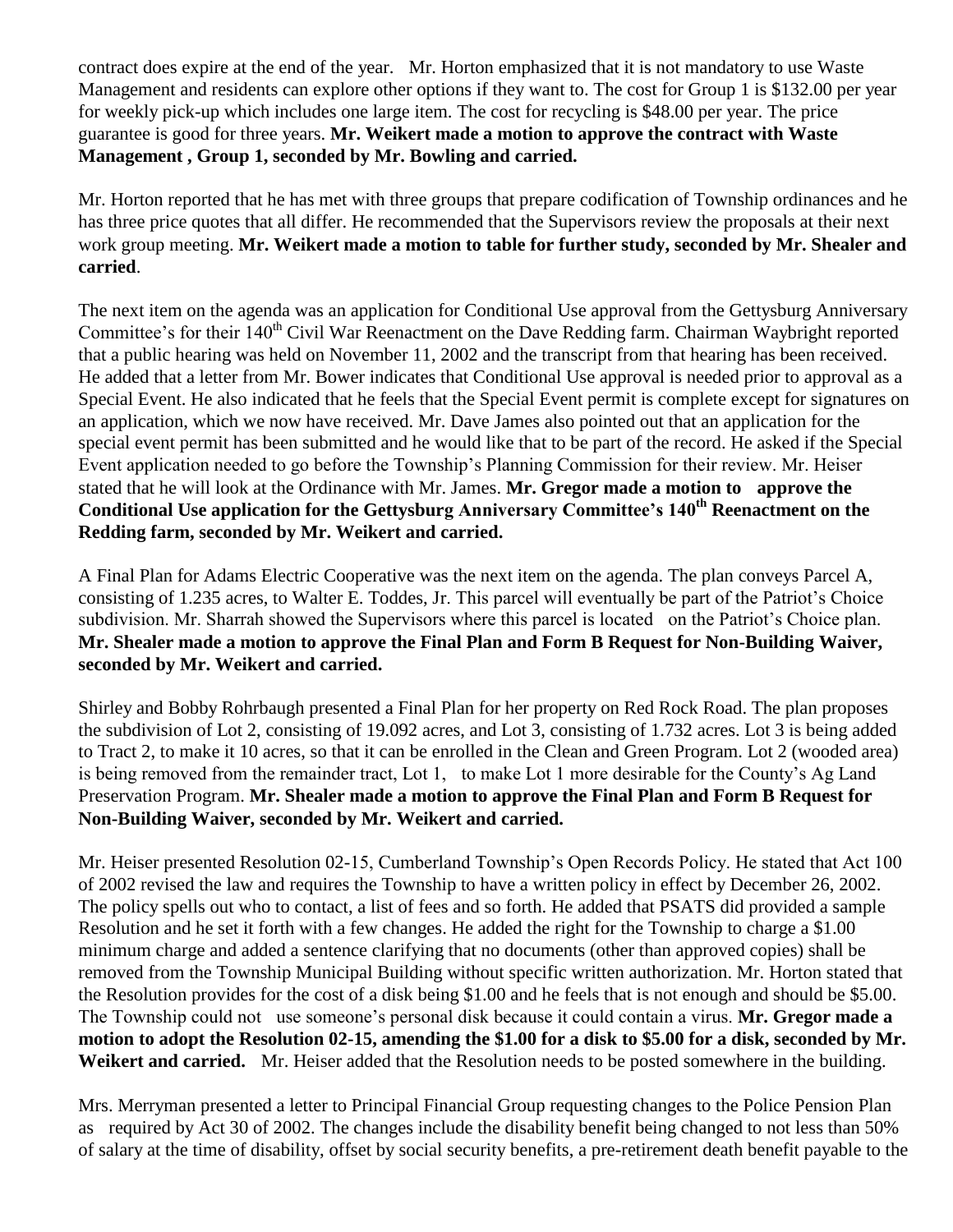contract does expire at the end of the year. Mr. Horton emphasized that it is not mandatory to use Waste Management and residents can explore other options if they want to. The cost for Group 1 is $132.00 per year for weekly pick-up which includes one large item. The cost for recycling is $48.00 per year. The price guarantee is good for three years. **Mr. Weikert made a motion to approve the contract with Waste Management , Group 1, seconded by Mr. Bowling and carried.**

Mr. Horton reported that he has met with three groups that prepare codification of Township ordinances and he has three price quotes that all differ. He recommended that the Supervisors review the proposals at their next work group meeting. **Mr. Weikert made a motion to table for further study, seconded by Mr. Shealer and carried**.

The next item on the agenda was an application for Conditional Use approval from the Gettysburg Anniversary Committee's for their 140th Civil War Reenactment on the Dave Redding farm. Chairman Waybright reported that a public hearing was held on November 11, 2002 and the transcript from that hearing has been received. He added that a letter from Mr. Bower indicates that Conditional Use approval is needed prior to approval as a Special Event. He also indicated that he feels that the Special Event permit is complete except for signatures on an application, which we now have received. Mr. Dave James also pointed out that an application for the special event permit has been submitted and he would like that to be part of the record. He asked if the Special Event application needed to go before the Township's Planning Commission for their review. Mr. Heiser stated that he will look at the Ordinance with Mr. James. **Mr. Gregor made a motion to approve the Conditional Use application for the Gettysburg Anniversary Committee's 140th Reenactment on the Redding farm, seconded by Mr. Weikert and carried.**

A Final Plan for Adams Electric Cooperative was the next item on the agenda. The plan conveys Parcel A, consisting of 1.235 acres, to Walter E. Toddes, Jr. This parcel will eventually be part of the Patriot's Choice subdivision. Mr. Sharrah showed the Supervisors where this parcel is located on the Patriot's Choice plan. **Mr. Shealer made a motion to approve the Final Plan and Form B Request for Non-Building Waiver, seconded by Mr. Weikert and carried.**

Shirley and Bobby Rohrbaugh presented a Final Plan for her property on Red Rock Road. The plan proposes the subdivision of Lot 2, consisting of 19.092 acres, and Lot 3, consisting of 1.732 acres. Lot 3 is being added to Tract 2, to make it 10 acres, so that it can be enrolled in the Clean and Green Program. Lot 2 (wooded area) is being removed from the remainder tract, Lot 1, to make Lot 1 more desirable for the County's Ag Land Preservation Program. **Mr. Shealer made a motion to approve the Final Plan and Form B Request for Non-Building Waiver, seconded by Mr. Weikert and carried.**

Mr. Heiser presented Resolution 02-15, Cumberland Township's Open Records Policy. He stated that Act 100 of 2002 revised the law and requires the Township to have a written policy in effect by December 26, 2002. The policy spells out who to contact, a list of fees and so forth. He added that PSATS did provided a sample Resolution and he set it forth with a few changes. He added the right for the Township to charge a $1.00 minimum charge and added a sentence clarifying that no documents (other than approved copies) shall be removed from the Township Municipal Building without specific written authorization. Mr. Horton stated that the Resolution provides for the cost of a disk being $1.00 and he feels that is not enough and should be $5.00. The Township could not use someone's personal disk because it could contain a virus. **Mr. Gregor made a motion to adopt the Resolution 02-15, amending the $1.00 for a disk to $5.00 for a disk, seconded by Mr. Weikert and carried.** Mr. Heiser added that the Resolution needs to be posted somewhere in the building.

Mrs. Merryman presented a letter to Principal Financial Group requesting changes to the Police Pension Plan as required by Act 30 of 2002. The changes include the disability benefit being changed to not less than 50% of salary at the time of disability, offset by social security benefits, a pre-retirement death benefit payable to the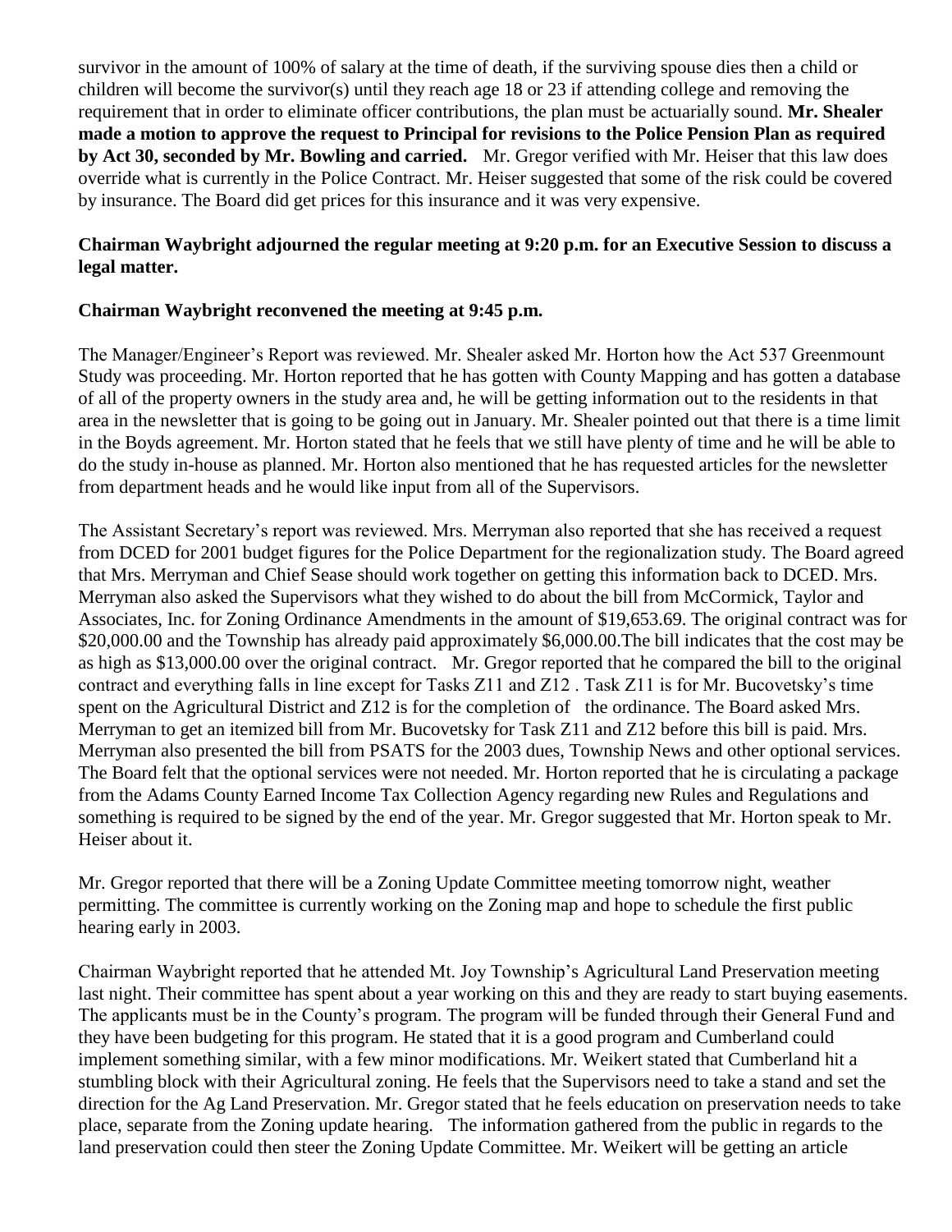survivor in the amount of 100% of salary at the time of death, if the surviving spouse dies then a child or children will become the survivor(s) until they reach age 18 or 23 if attending college and removing the requirement that in order to eliminate officer contributions, the plan must be actuarially sound. **Mr. Shealer made a motion to approve the request to Principal for revisions to the Police Pension Plan as required by Act 30, seconded by Mr. Bowling and carried.** Mr. Gregor verified with Mr. Heiser that this law does override what is currently in the Police Contract. Mr. Heiser suggested that some of the risk could be covered by insurance. The Board did get prices for this insurance and it was very expensive.

**Chairman Waybright adjourned the regular meeting at 9:20 p.m. for an Executive Session to discuss a legal matter.**

**Chairman Waybright reconvened the meeting at 9:45 p.m.**

The Manager/Engineer's Report was reviewed. Mr. Shealer asked Mr. Horton how the Act 537 Greenmount Study was proceeding. Mr. Horton reported that he has gotten with County Mapping and has gotten a database of all of the property owners in the study area and, he will be getting information out to the residents in that area in the newsletter that is going to be going out in January. Mr. Shealer pointed out that there is a time limit in the Boyds agreement. Mr. Horton stated that he feels that we still have plenty of time and he will be able to do the study in-house as planned. Mr. Horton also mentioned that he has requested articles for the newsletter from department heads and he would like input from all of the Supervisors.

The Assistant Secretary's report was reviewed. Mrs. Merryman also reported that she has received a request from DCED for 2001 budget figures for the Police Department for the regionalization study. The Board agreed that Mrs. Merryman and Chief Sease should work together on getting this information back to DCED. Mrs. Merryman also asked the Supervisors what they wished to do about the bill from McCormick, Taylor and Associates, Inc. for Zoning Ordinance Amendments in the amount of $19,653.69. The original contract was for $20,000.00 and the Township has already paid approximately $6,000.00.The bill indicates that the cost may be as high as $13,000.00 over the original contract. Mr. Gregor reported that he compared the bill to the original contract and everything falls in line except for Tasks Z11 and Z12 . Task Z11 is for Mr. Bucovetsky's time spent on the Agricultural District and Z12 is for the completion of the ordinance. The Board asked Mrs. Merryman to get an itemized bill from Mr. Bucovetsky for Task Z11 and Z12 before this bill is paid. Mrs. Merryman also presented the bill from PSATS for the 2003 dues, Township News and other optional services. The Board felt that the optional services were not needed. Mr. Horton reported that he is circulating a package from the Adams County Earned Income Tax Collection Agency regarding new Rules and Regulations and something is required to be signed by the end of the year. Mr. Gregor suggested that Mr. Horton speak to Mr. Heiser about it.

Mr. Gregor reported that there will be a Zoning Update Committee meeting tomorrow night, weather permitting. The committee is currently working on the Zoning map and hope to schedule the first public hearing early in 2003.

Chairman Waybright reported that he attended Mt. Joy Township's Agricultural Land Preservation meeting last night. Their committee has spent about a year working on this and they are ready to start buying easements. The applicants must be in the County's program. The program will be funded through their General Fund and they have been budgeting for this program. He stated that it is a good program and Cumberland could implement something similar, with a few minor modifications. Mr. Weikert stated that Cumberland hit a stumbling block with their Agricultural zoning. He feels that the Supervisors need to take a stand and set the direction for the Ag Land Preservation. Mr. Gregor stated that he feels education on preservation needs to take place, separate from the Zoning update hearing. The information gathered from the public in regards to the land preservation could then steer the Zoning Update Committee. Mr. Weikert will be getting an article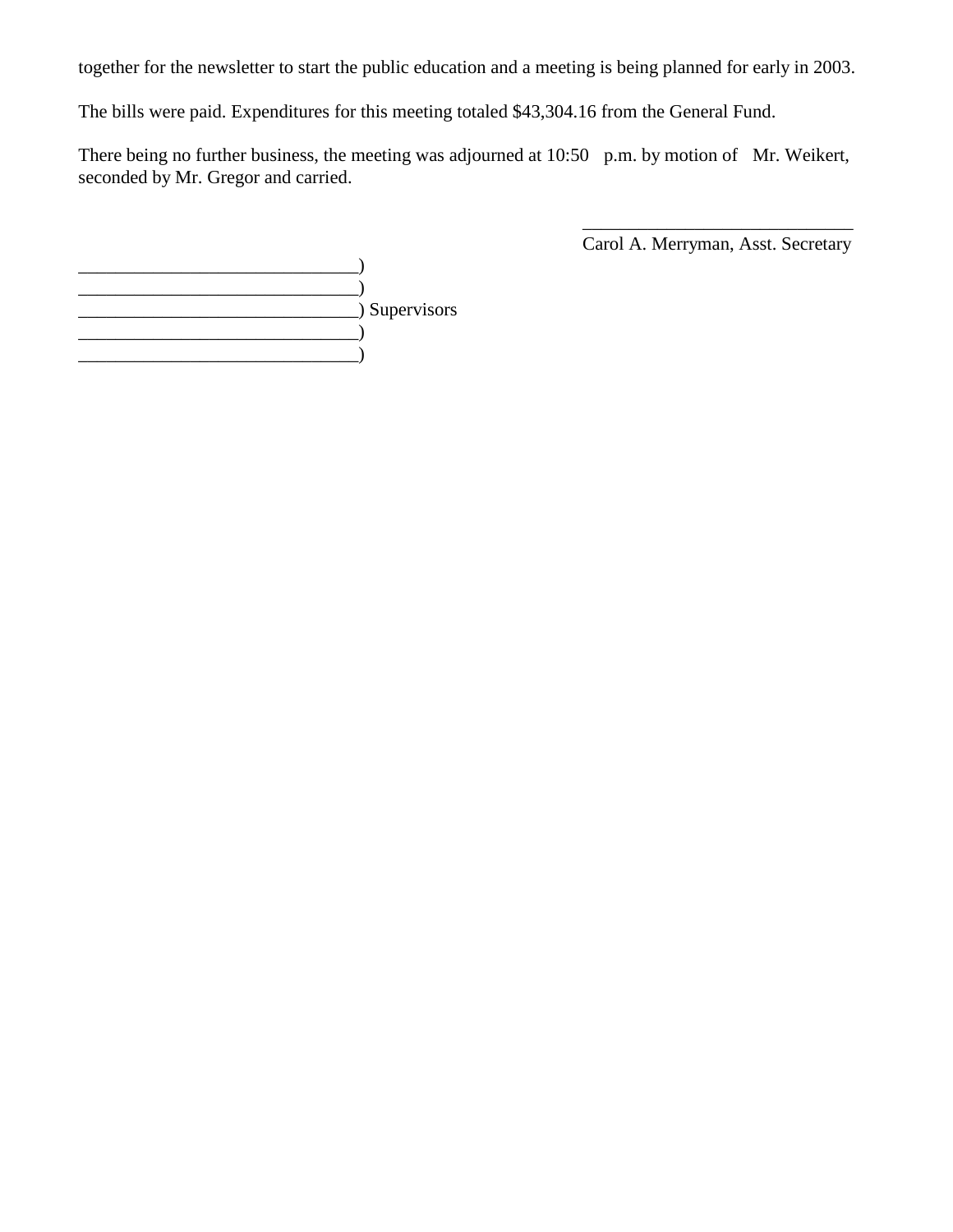together for the newsletter to start the public education and a meeting is being planned for early in 2003.

The bills were paid. Expenditures for this meeting totaled $43,304.16 from the General Fund.

There being no further business, the meeting was adjourned at 10:50 p.m. by motion of Mr. Weikert, seconded by Mr. Gregor and carried.

_____________________________
Carol A. Merryman, Asst. Secretary

_______________________________)
_______________________________)
_______________________________) Supervisors
_______________________________)
_______________________________)